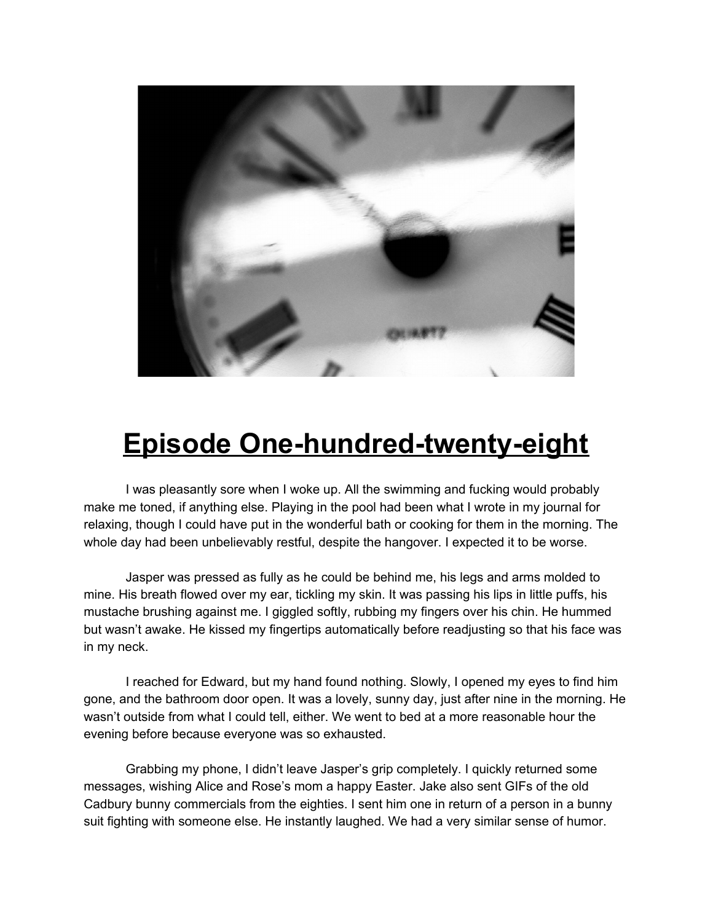# Episode One-hundred-twenty-eight

I was pleasantly sore when I woke up. All the swimming and fucking would probably make me toned, if anything else. Playing in the pool had been what I wrote in my journal for relaxing, though I could have put in the wonderful bath or cooking for them in the morning. The whole day had been unbelievably restful, despite the hangover. I expected it to be worse.

Jasper was pressed as fully as he could be behind me, his legs and arms molded to mine. His breath flowed over my ear, tickling my skin. It was passing his lips in little puffs, his mustache brushing against me. I giggled softly, rubbing my fingers over his chin. He hummed but wasn't awake. He kissed my fingertips automatically before readjusting so that his face was in my neck.

I reached for Edward, but my hand found nothing. Slowly, I opened my eyes to find him gone, and the bathroom door open. It was a lovely, sunny day, just after nine in the morning. He wasn't outside from what I could tell, either. We went to bed at a more reasonable hour the evening before because everyone was so exhausted.

Grabbing my phone, I didn't leave Jasper's grip completely. I quickly returned some messages, wishing Alice and Rose's mom a happy Easter. Jake also sent GIFs of the old Cadbury bunny commercials from the eighties. I sent him one in return of a person in a bunny suit fighting with someone else. He instantly laughed. We had a very similar sense of humor.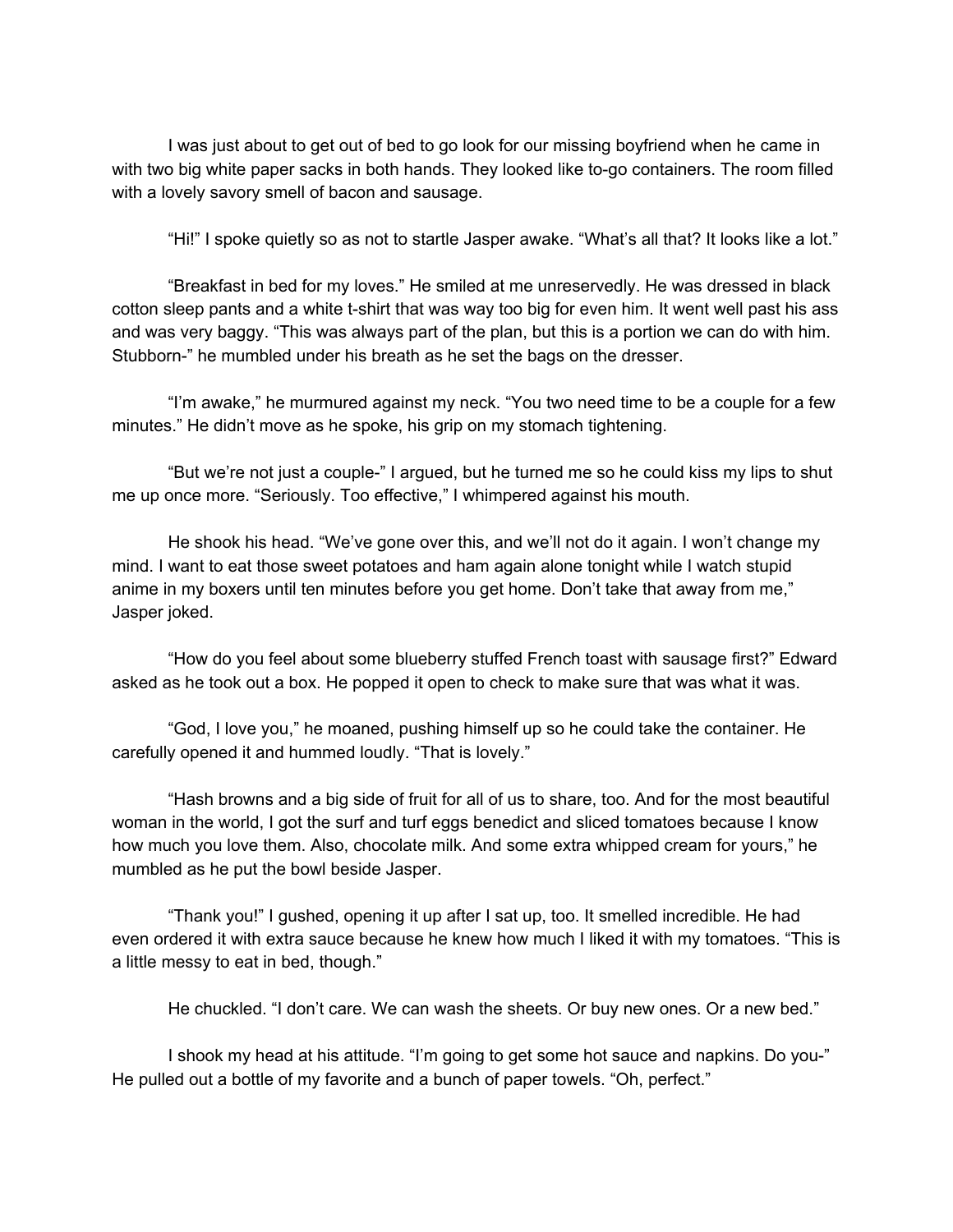I was just about to get out of bed to go look for our missing boyfriend when he came in with two big white paper sacks in both hands. They looked like to-go containers. The room filled with a lovely savory smell of bacon and sausage.

"Hi!" I spoke quietly so as not to startle Jasper awake. "What's all that? It looks like a lot."

"Breakfast in bed for my loves." He smiled at me unreservedly. He was dressed in black cotton sleep pants and a white t-shirt that was way too big for even him. It went well past his ass and was very baggy. "This was always part of the plan, but this is a portion we can do with him. Stubborn-" he mumbled under his breath as he set the bags on the dresser.

"I'm awake," he murmured against my neck. "You two need time to be a couple for a few minutes." He didn't move as he spoke, his grip on my stomach tightening.

"But we're not just a couple-" I argued, but he turned me so he could kiss my lips to shut me up once more. "Seriously. Too effective," I whimpered against his mouth.

He shook his head. "We've gone over this, and we'll not do it again. I won't change my mind. I want to eat those sweet potatoes and ham again alone tonight while I watch stupid anime in my boxers until ten minutes before you get home. Don't take that away from me," Jasper joked.

"How do you feel about some blueberry stuffed French toast with sausage first?" Edward asked as he took out a box. He popped it open to check to make sure that was what it was.

"God, I love you," he moaned, pushing himself up so he could take the container. He carefully opened it and hummed loudly. "That is lovely."

"Hash browns and a big side of fruit for all of us to share, too. And for the most beautiful woman in the world, I got the surf and turf eggs benedict and sliced tomatoes because I know how much you love them. Also, chocolate milk. And some extra whipped cream for yours," he mumbled as he put the bowl beside Jasper.

"Thank you!" I gushed, opening it up after I sat up, too. It smelled incredible. He had even ordered it with extra sauce because he knew how much I liked it with my tomatoes. "This is a little messy to eat in bed, though."

He chuckled. "I don't care. We can wash the sheets. Or buy new ones. Or a new bed."

I shook my head at his attitude. "I'm going to get some hot sauce and napkins. Do you-" He pulled out a bottle of my favorite and a bunch of paper towels. "Oh, perfect."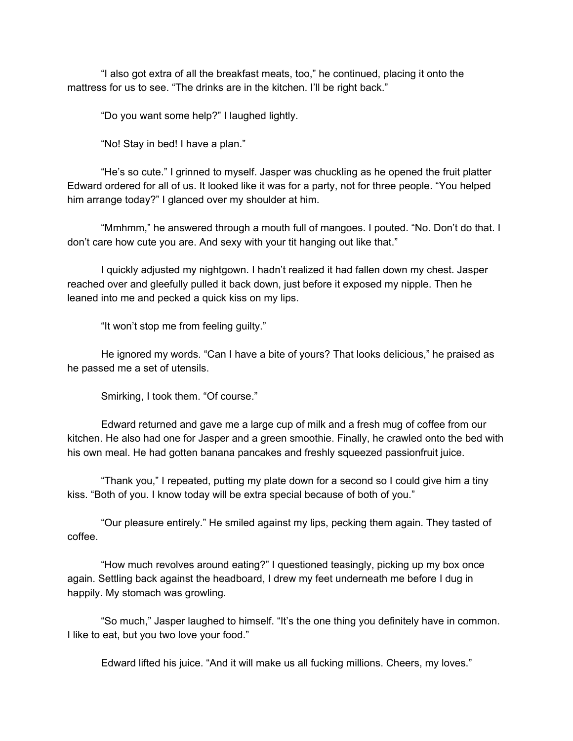"I also got extra of all the breakfast meats, too," he continued, placing it onto the mattress for us to see. "The drinks are in the kitchen. I'll be right back."

"Do you want some help?" I laughed lightly.

"No! Stay in bed! I have a plan."

"He's so cute." I grinned to myself. Jasper was chuckling as he opened the fruit platter Edward ordered for all of us. It looked like it was for a party, not for three people. "You helped him arrange today?" I glanced over my shoulder at him.

"Mmhmm," he answered through a mouth full of mangoes. I pouted. "No. Don't do that. I don't care how cute you are. And sexy with your tit hanging out like that."

I quickly adjusted my nightgown. I hadn't realized it had fallen down my chest. Jasper reached over and gleefully pulled it back down, just before it exposed my nipple. Then he leaned into me and pecked a quick kiss on my lips.

"It won't stop me from feeling guilty."

He ignored my words. "Can I have a bite of yours? That looks delicious," he praised as he passed me a set of utensils.

Smirking, I took them. "Of course."

Edward returned and gave me a large cup of milk and a fresh mug of coffee from our kitchen. He also had one for Jasper and a green smoothie. Finally, he crawled onto the bed with his own meal. He had gotten banana pancakes and freshly squeezed passionfruit juice.

"Thank you," I repeated, putting my plate down for a second so I could give him a tiny kiss. "Both of you. I know today will be extra special because of both of you."

"Our pleasure entirely." He smiled against my lips, pecking them again. They tasted of coffee.

"How much revolves around eating?" I questioned teasingly, picking up my box once again. Settling back against the headboard, I drew my feet underneath me before I dug in happily. My stomach was growling.

"So much," Jasper laughed to himself. "It's the one thing you definitely have in common. I like to eat, but you two love your food."

Edward lifted his juice. "And it will make us all fucking millions. Cheers, my loves."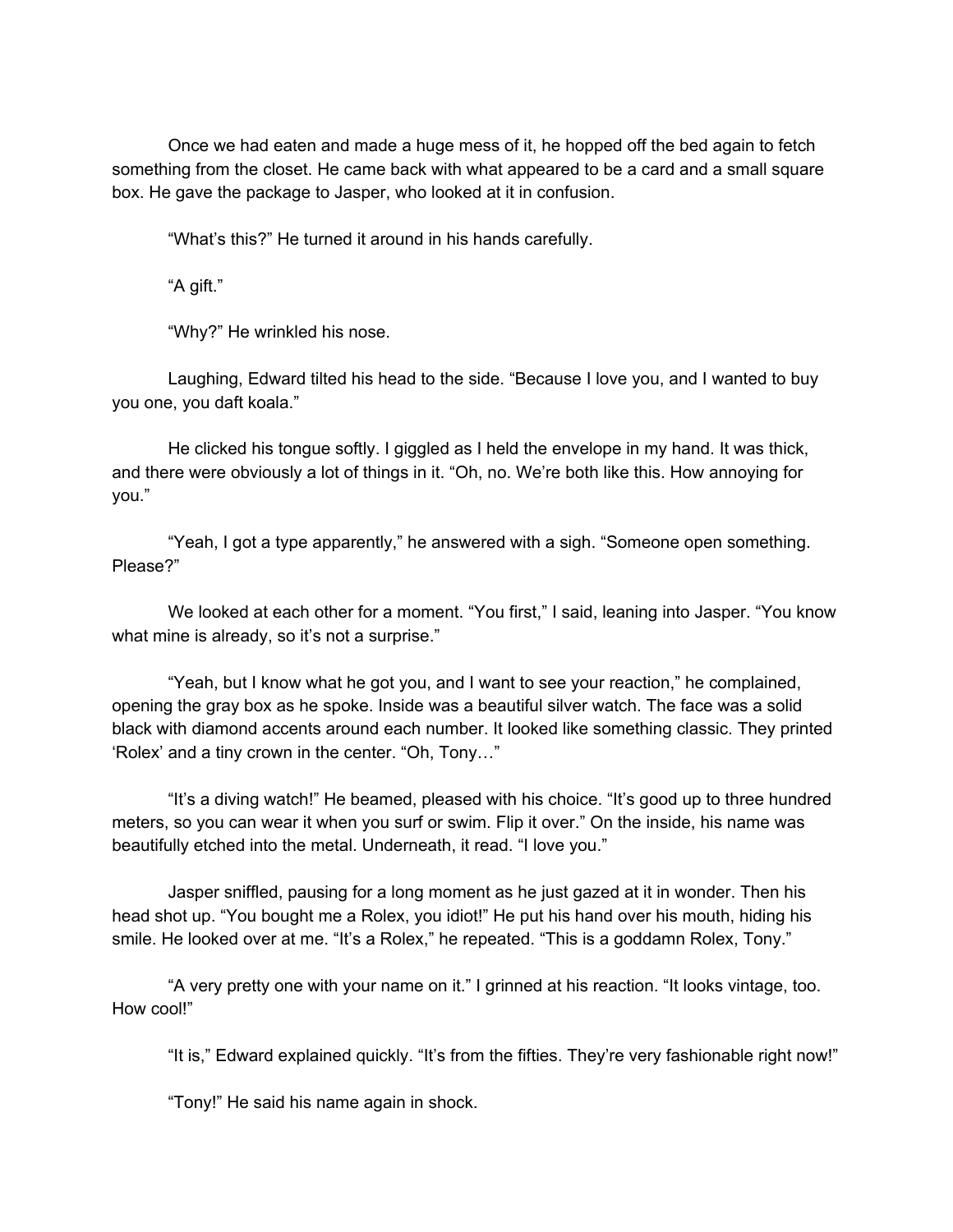Once we had eaten and made a huge mess of it, he hopped off the bed again to fetch something from the closet. He came back with what appeared to be a card and a small square box. He gave the package to Jasper, who looked at it in confusion.

"What's this?" He turned it around in his hands carefully.

"A gift."

"Why?" He wrinkled his nose.

Laughing, Edward tilted his head to the side. "Because I love you, and I wanted to buy you one, you daft koala."

He clicked his tongue softly. I giggled as I held the envelope in my hand. It was thick, and there were obviously a lot of things in it. "Oh, no. We're both like this. How annoying for you."

"Yeah, I got a type apparently," he answered with a sigh. "Someone open something. Please?"

We looked at each other for a moment. "You first," I said, leaning into Jasper. "You know what mine is already, so it's not a surprise."

"Yeah, but I know what he got you, and I want to see your reaction," he complained, opening the gray box as he spoke. Inside was a beautiful silver watch. The face was a solid black with diamond accents around each number. It looked like something classic. They printed 'Rolex' and a tiny crown in the center. "Oh, Tony…"

"It's a diving watch!" He beamed, pleased with his choice. "It's good up to three hundred meters, so you can wear it when you surf or swim. Flip it over." On the inside, his name was beautifully etched into the metal. Underneath, it read. "I love you."

Jasper sniffled, pausing for a long moment as he just gazed at it in wonder. Then his head shot up. "You bought me a Rolex, you idiot!" He put his hand over his mouth, hiding his smile. He looked over at me. "It's a Rolex," he repeated. "This is a goddamn Rolex, Tony."

"A very pretty one with your name on it." I grinned at his reaction. "It looks vintage, too. How cool!"

"It is," Edward explained quickly. "It's from the fifties. They're very fashionable right now!"

"Tony!" He said his name again in shock.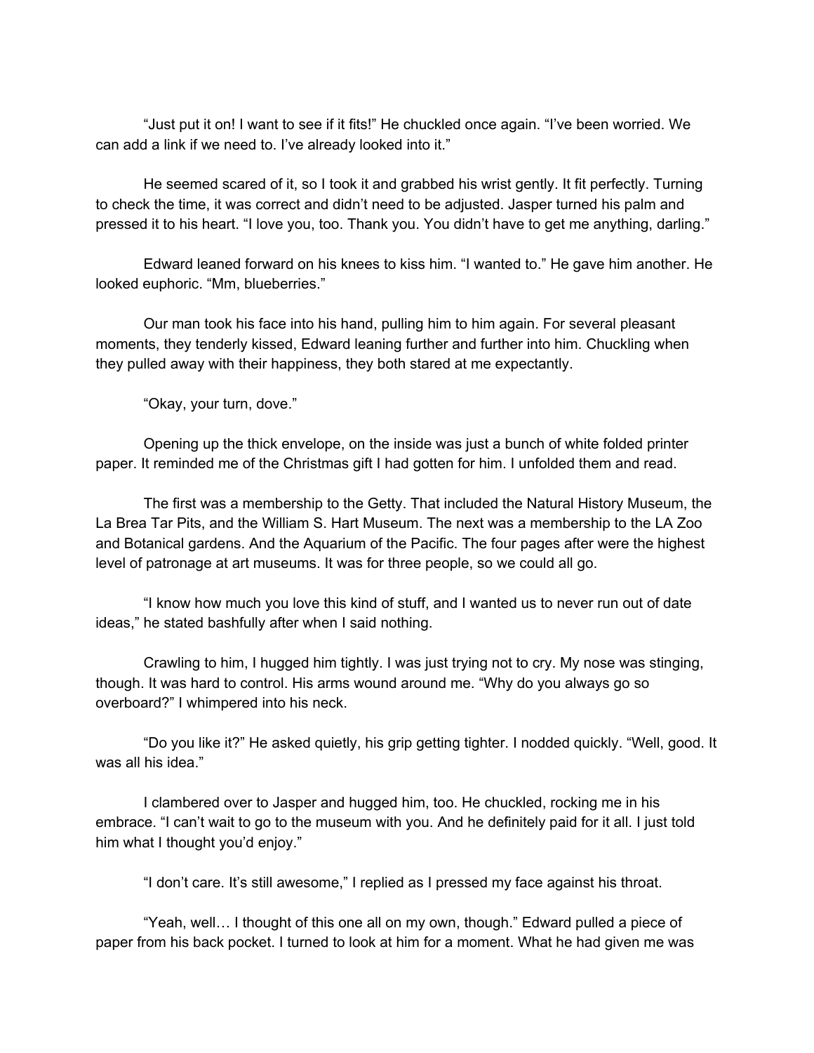"Just put it on! I want to see if it fits!" He chuckled once again. "I've been worried. We can add a link if we need to. I've already looked into it."

He seemed scared of it, so I took it and grabbed his wrist gently. It fit perfectly. Turning to check the time, it was correct and didn't need to be adjusted. Jasper turned his palm and pressed it to his heart. "I love you, too. Thank you. You didn't have to get me anything, darling."

Edward leaned forward on his knees to kiss him. "I wanted to." He gave him another. He looked euphoric. "Mm, blueberries."

Our man took his face into his hand, pulling him to him again. For several pleasant moments, they tenderly kissed, Edward leaning further and further into him. Chuckling when they pulled away with their happiness, they both stared at me expectantly.

"Okay, your turn, dove."

Opening up the thick envelope, on the inside was just a bunch of white folded printer paper. It reminded me of the Christmas gift I had gotten for him. I unfolded them and read.

The first was a membership to the Getty. That included the Natural History Museum, the La Brea Tar Pits, and the William S. Hart Museum. The next was a membership to the LA Zoo and Botanical gardens. And the Aquarium of the Pacific. The four pages after were the highest level of patronage at art museums. It was for three people, so we could all go.

"I know how much you love this kind of stuff, and I wanted us to never run out of date ideas," he stated bashfully after when I said nothing.

Crawling to him, I hugged him tightly. I was just trying not to cry. My nose was stinging, though. It was hard to control. His arms wound around me. "Why do you always go so overboard?" I whimpered into his neck.

"Do you like it?" He asked quietly, his grip getting tighter. I nodded quickly. "Well, good. It was all his idea."

I clambered over to Jasper and hugged him, too. He chuckled, rocking me in his embrace. "I can't wait to go to the museum with you. And he definitely paid for it all. I just told him what I thought you'd enjoy."

"I don't care. It's still awesome," I replied as I pressed my face against his throat.

"Yeah, well… I thought of this one all on my own, though." Edward pulled a piece of paper from his back pocket. I turned to look at him for a moment. What he had given me was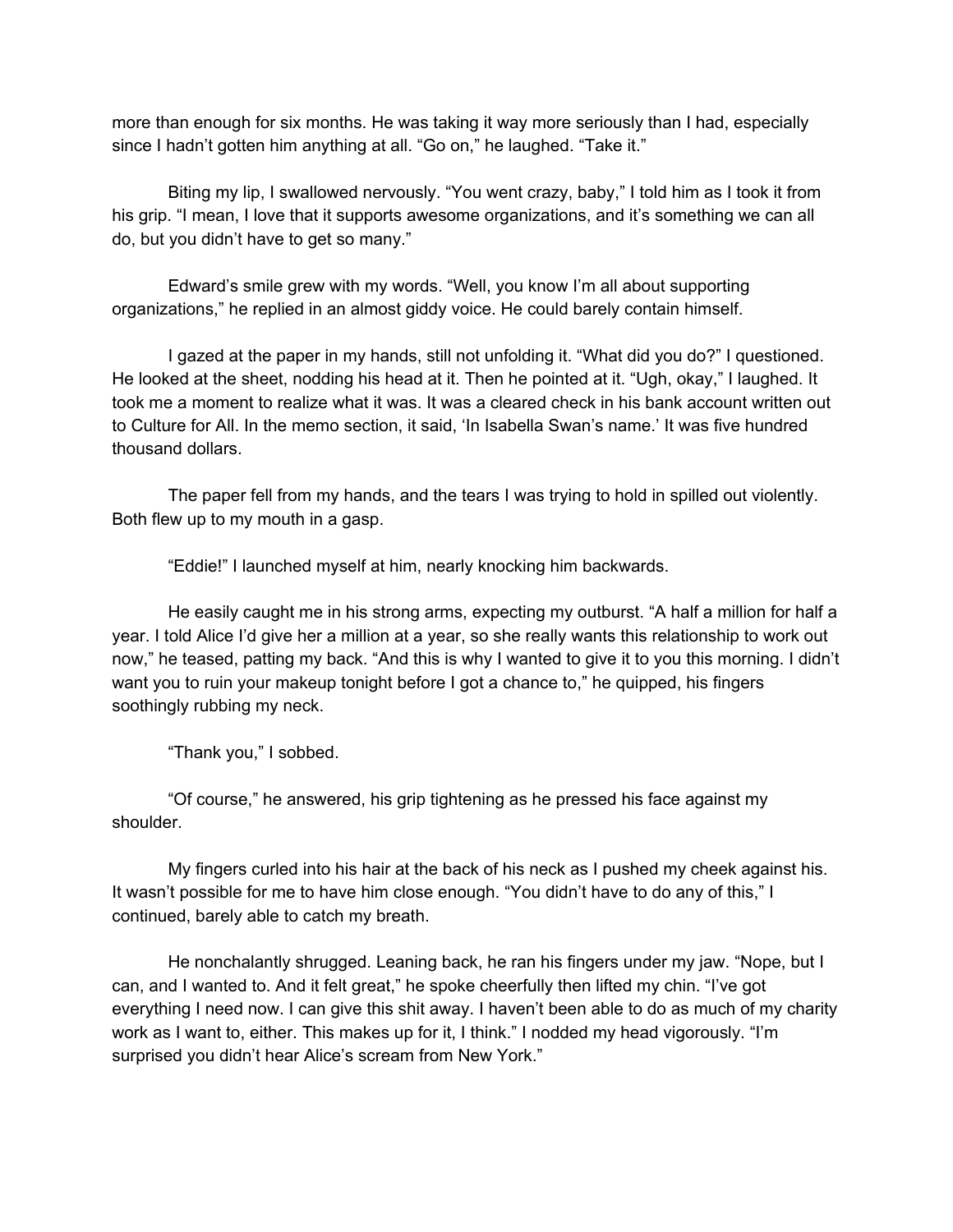more than enough for six months. He was taking it way more seriously than I had, especially since I hadn't gotten him anything at all. "Go on," he laughed. "Take it."

Biting my lip, I swallowed nervously. "You went crazy, baby," I told him as I took it from his grip. "I mean, I love that it supports awesome organizations, and it's something we can all do, but you didn't have to get so many."

Edward's smile grew with my words. "Well, you know I'm all about supporting organizations," he replied in an almost giddy voice. He could barely contain himself.

I gazed at the paper in my hands, still not unfolding it. "What did you do?" I questioned. He looked at the sheet, nodding his head at it. Then he pointed at it. "Ugh, okay," I laughed. It took me a moment to realize what it was. It was a cleared check in his bank account written out to Culture for All. In the memo section, it said, 'In Isabella Swan's name.' It was five hundred thousand dollars.

The paper fell from my hands, and the tears I was trying to hold in spilled out violently. Both flew up to my mouth in a gasp.

"Eddie!" I launched myself at him, nearly knocking him backwards.

He easily caught me in his strong arms, expecting my outburst. "A half a million for half a year. I told Alice I'd give her a million at a year, so she really wants this relationship to work out now," he teased, patting my back. "And this is why I wanted to give it to you this morning. I didn't want you to ruin your makeup tonight before I got a chance to," he quipped, his fingers soothingly rubbing my neck.

"Thank you," I sobbed.

"Of course," he answered, his grip tightening as he pressed his face against my shoulder.

My fingers curled into his hair at the back of his neck as I pushed my cheek against his. It wasn't possible for me to have him close enough. "You didn't have to do any of this," I continued, barely able to catch my breath.

He nonchalantly shrugged. Leaning back, he ran his fingers under my jaw. "Nope, but I can, and I wanted to. And it felt great," he spoke cheerfully then lifted my chin. "I've got everything I need now. I can give this shit away. I haven't been able to do as much of my charity work as I want to, either. This makes up for it, I think." I nodded my head vigorously. "I'm surprised you didn't hear Alice's scream from New York."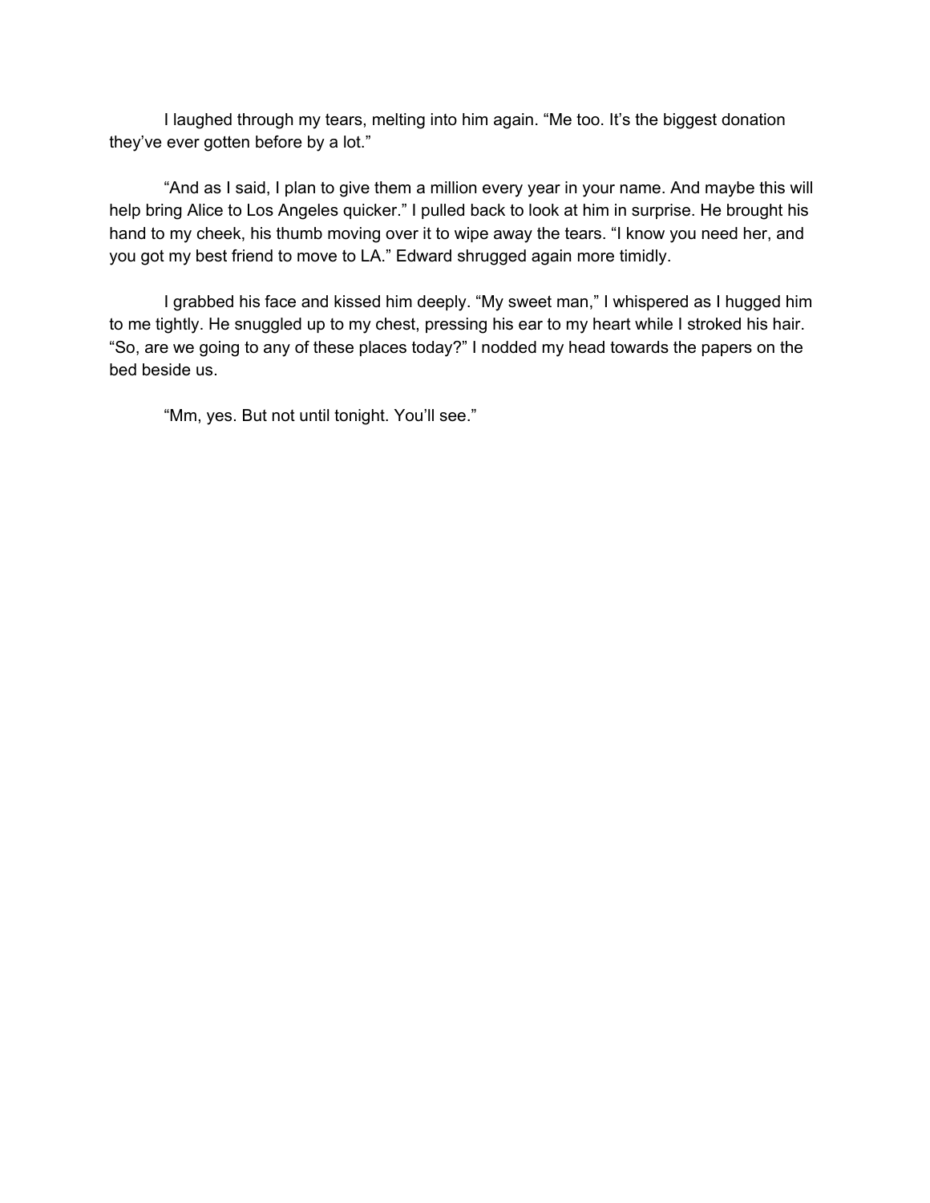I laughed through my tears, melting into him again. “Me too. It’s the biggest donation they’ve ever gotten before by a lot.”

“And as I said, I plan to give them a million every year in your name. And maybe this will help bring Alice to Los Angeles quicker.” I pulled back to look at him in surprise. He brought his hand to my cheek, his thumb moving over it to wipe away the tears. “I know you need her, and you got my best friend to move to LA.” Edward shrugged again more timidly.

I grabbed his face and kissed him deeply. “My sweet man,” I whispered as I hugged him to me tightly. He snuggled up to my chest, pressing his ear to my heart while I stroked his hair. “So, are we going to any of these places today?” I nodded my head towards the papers on the bed beside us.

“Mm, yes. But not until tonight. You’ll see.”